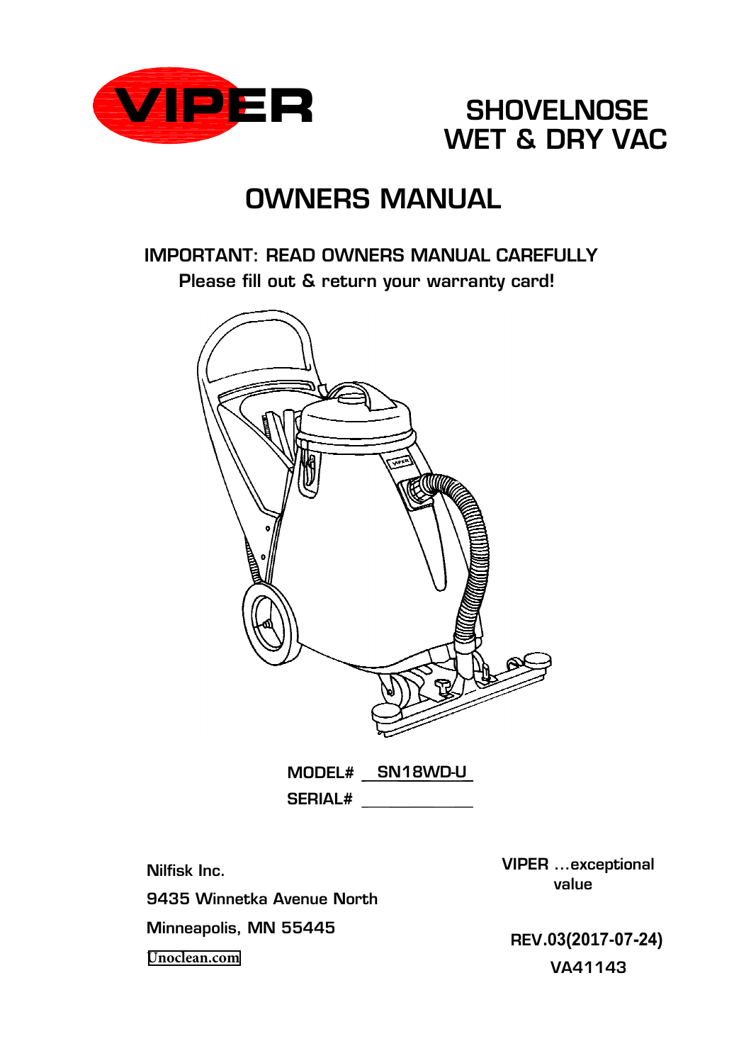VIPER

# SHOVELNOSE WET & DRY VAC

# OWNERS MANUAL

**IMPORTANT: READ OWNERS MANUAL CAREFULLY**

**Please fill out & return your warranty card!**

MODEL# SN18WD-U

SERIAL# ____________

Nilfisk Inc.

9435 Winnetka Avenue North

Minneapolis, MN 55445

Unoclean.com

VIPER …exceptional value

REV.03(2017-07-24)

VA41143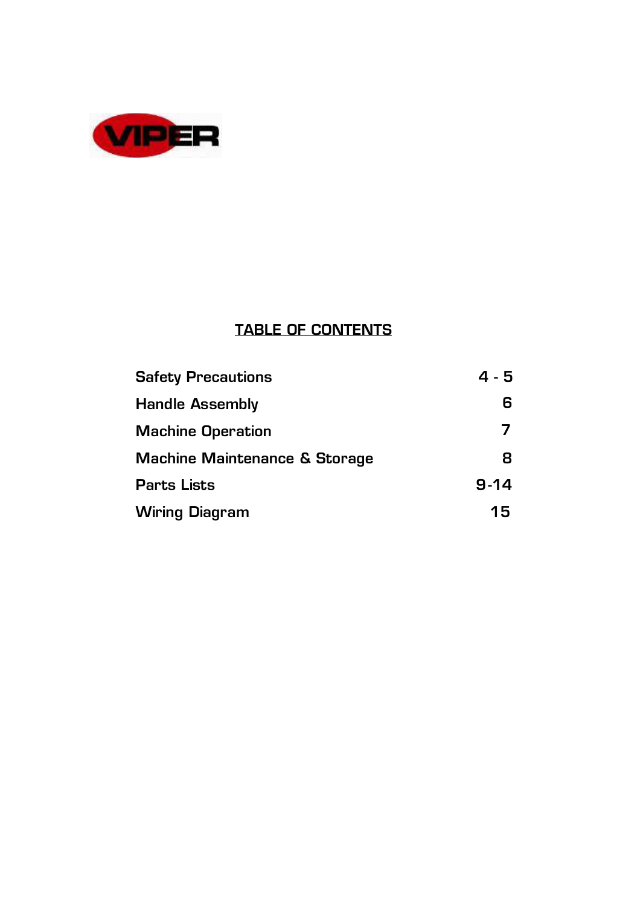VIPER

## TABLE OF CONTENTS

| | |
|---|---|
| Safety Precautions | 4 - 5 |
| Handle Assembly | 6 |
| Machine Operation | 7 |
| Machine Maintenance & Storage | 8 |
| Parts Lists | 9-14 |
| Wiring Diagram | 15 |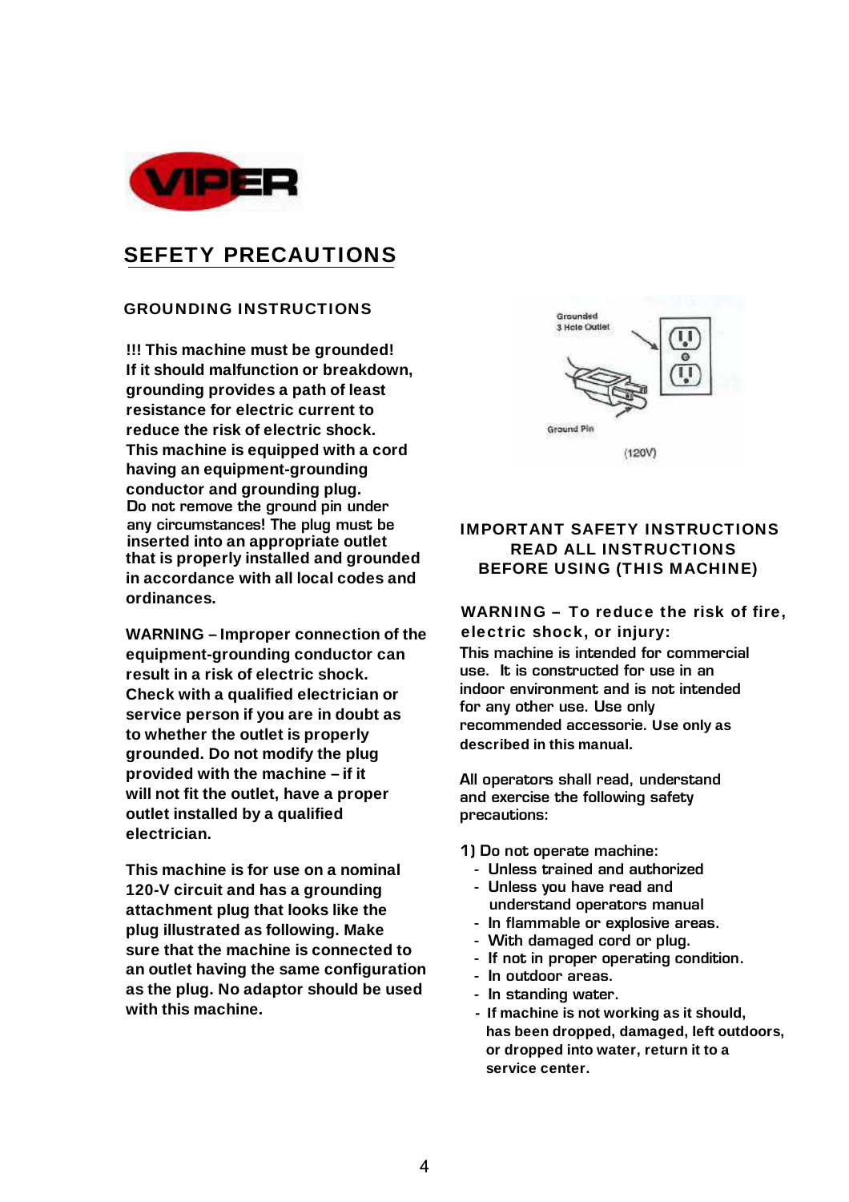# SEFETY PRECAUTIONS

## GROUNDING INSTRUCTIONS

**!!! This machine must be grounded! If it should malfunction or breakdown, grounding provides a path of least resistance for electric current to reduce the risk of electric shock. This machine is equipped with a cord having an equipment-grounding conductor and grounding plug.** Do not remove the ground pin under any circumstances! The plug must be inserted into an appropriate outlet **that is properly installed and grounded in accordance with all local codes and ordinances.**

**WARNING – Improper connection of the equipment-grounding conductor can result in a risk of electric shock. Check with a qualified electrician or service person if you are in doubt as to whether the outlet is properly grounded. Do not modify the plug provided with the machine – if it will not fit the outlet, have a proper outlet installed by a qualified electrician.**

**This machine is for use on a nominal 120-V circuit and has a grounding attachment plug that looks like the plug illustrated as following. Make sure that the machine is connected to an outlet having the same configuration as the plug. No adaptor should be used with this machine.**

Grounded 3 Hole Outlet

Ground Pin

(120V)

## IMPORTANT SAFETY INSTRUCTIONS READ ALL INSTRUCTIONS BEFORE USING (THIS MACHINE)

**WARNING – To reduce the risk of fire, electric shock, or injury:**

This machine is intended for commercial use. It is constructed for use in an indoor environment and is not intended for any other use. Use only recommended accessorie. Use only as described in this manual.

All operators shall read, understand and exercise the following safety precautions:

1) Do not operate machine:
- Unless trained and authorized
- Unless you have read and understand operators manual
- In flammable or explosive areas.
- With damaged cord or plug.
- If not in proper operating condition.
- In outdoor areas.
- In standing water.
- If machine is not working as it should, has been dropped, damaged, left outdoors, or dropped into water, return it to a service center.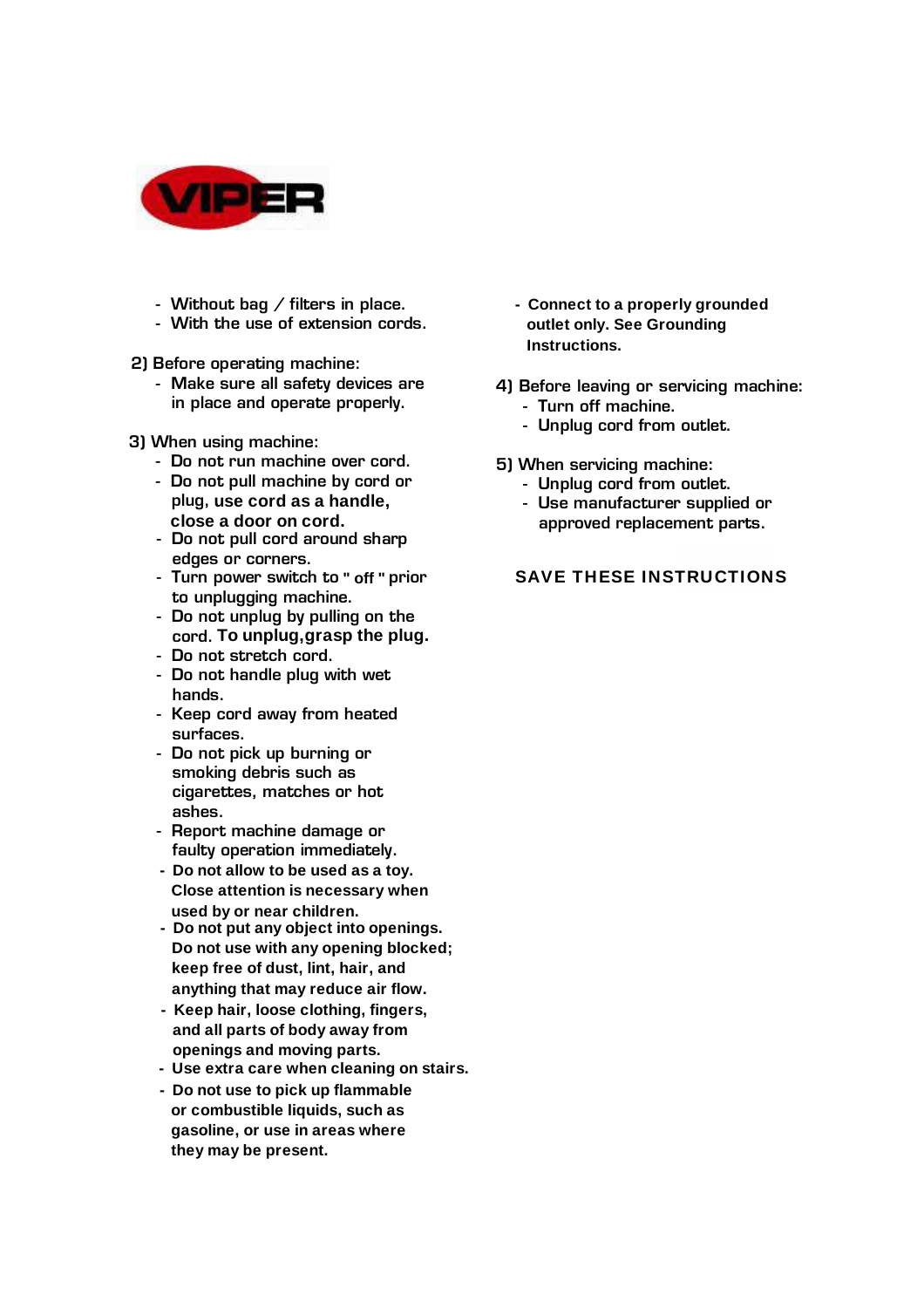- Without bag / filters in place.
- With the use of extension cords.

2) Before operating machine:
- Make sure all safety devices are in place and operate properly.

3) When using machine:
- Do not run machine over cord.
- Do not pull machine by cord or plug, use cord as a handle, close a door on cord.
- Do not pull cord around sharp edges or corners.
- Turn power switch to " off " prior to unplugging machine.
- Do not unplug by pulling on the cord. To unplug,grasp the plug.
- Do not stretch cord.
- Do not handle plug with wet hands.
- Keep cord away from heated surfaces.
- Do not pick up burning or smoking debris such as cigarettes, matches or hot ashes.
- Report machine damage or faulty operation immediately.
- Do not allow to be used as a toy. Close attention is necessary when used by or near children.
- Do not put any object into openings. Do not use with any opening blocked; keep free of dust, lint, hair, and anything that may reduce air flow.
- Keep hair, loose clothing, fingers, and all parts of body away from openings and moving parts.
- Use extra care when cleaning on stairs.
- Do not use to pick up flammable or combustible liquids, such as gasoline, or use in areas where they may be present.
- Connect to a properly grounded outlet only. See Grounding Instructions.

4) Before leaving or servicing machine:
- Turn off machine.
- Unplug cord from outlet.

5) When servicing machine:
- Unplug cord from outlet.
- Use manufacturer supplied or approved replacement parts.

**SAVE THESE INSTRUCTIONS**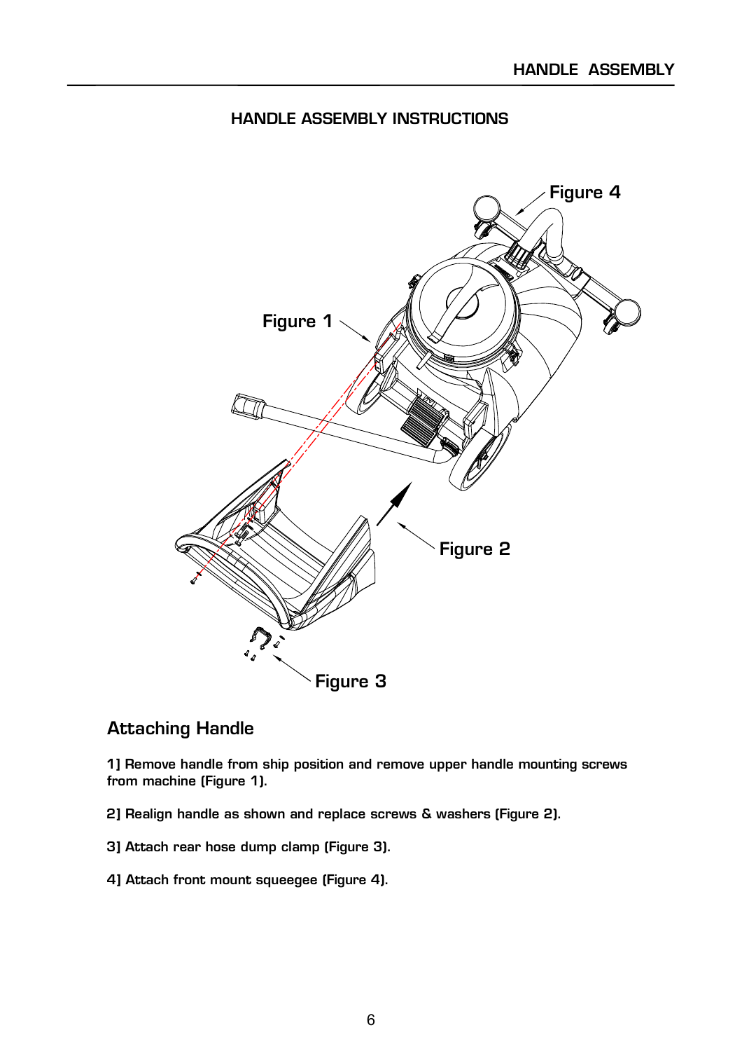## HANDLE ASSEMBLY INSTRUCTIONS

Figure 4

Figure 1

Figure 2

Figure 3

### Attaching Handle

1] Remove handle from ship position and remove upper handle mounting screws from machine (Figure 1).

2] Realign handle as shown and replace screws & washers (Figure 2).

3] Attach rear hose dump clamp (Figure 3).

4] Attach front mount squeegee (Figure 4).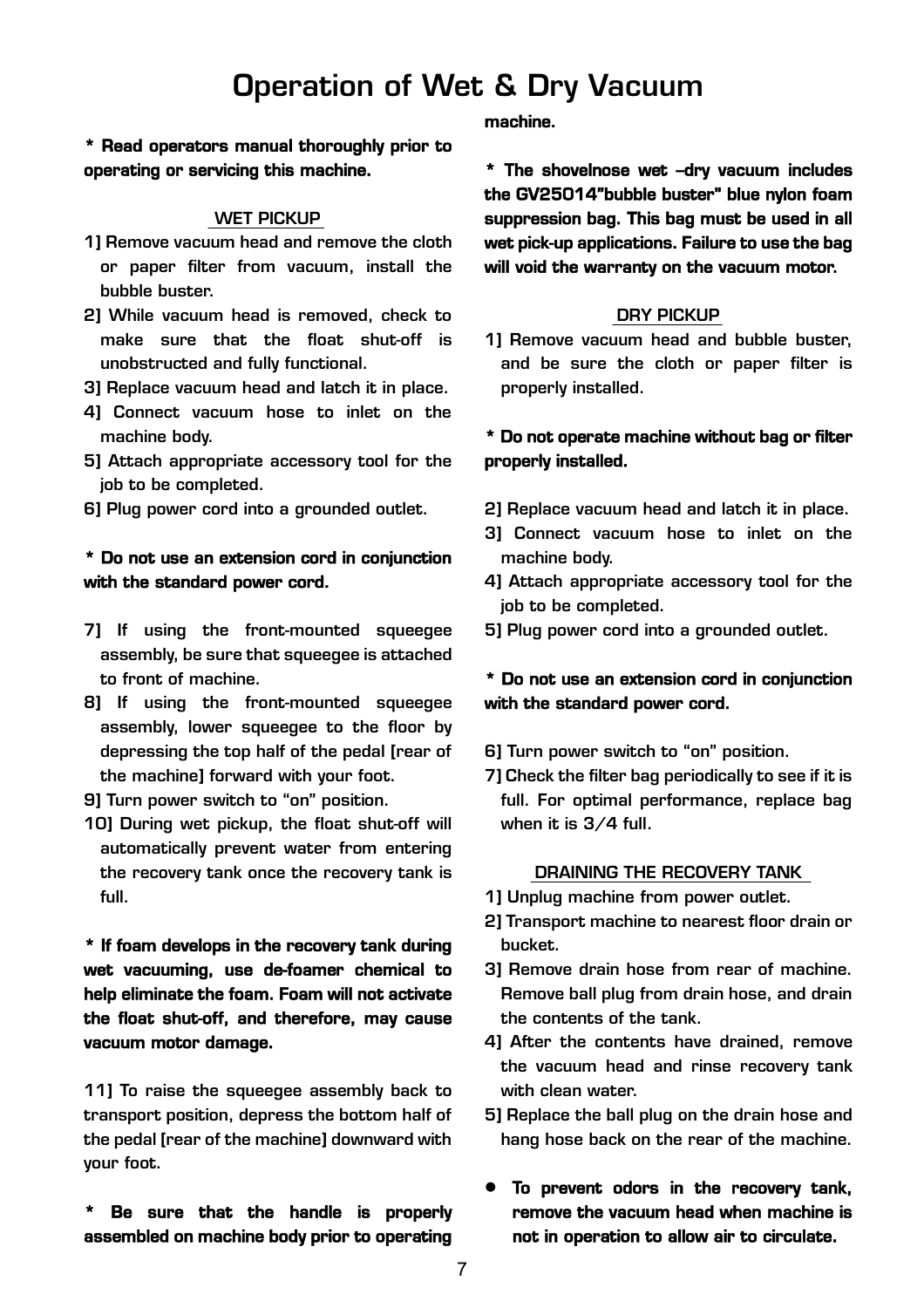# Operation of Wet & Dry Vacuum

**\* Read operators manual thoroughly prior to operating or servicing this machine.**

## WET PICKUP

1] Remove vacuum head and remove the cloth or paper filter from vacuum, install the bubble buster.

2] While vacuum head is removed, check to make sure that the float shut-off is unobstructed and fully functional.

3] Replace vacuum head and latch it in place.

4] Connect vacuum hose to inlet on the machine body.

5] Attach appropriate accessory tool for the job to be completed.

6] Plug power cord into a grounded outlet.

**\* Do not use an extension cord in conjunction with the standard power cord.**

7] If using the front-mounted squeegee assembly, be sure that squeegee is attached to front of machine.

8] If using the front-mounted squeegee assembly, lower squeegee to the floor by depressing the top half of the pedal [rear of the machine] forward with your foot.

9] Turn power switch to "on" position.

10] During wet pickup, the float shut-off will automatically prevent water from entering the recovery tank once the recovery tank is full.

**\* If foam develops in the recovery tank during wet vacuuming, use de-foamer chemical to help eliminate the foam. Foam will not activate the float shut-off, and therefore, may cause vacuum motor damage.**

11] To raise the squeegee assembly back to transport position, depress the bottom half of the pedal [rear of the machine] downward with your foot.

**\* Be sure that the handle is properly assembled on machine body prior to operating machine.**

**\* The shovelnose wet –dry vacuum includes the GV25014"bubble buster" blue nylon foam suppression bag. This bag must be used in all wet pick-up applications. Failure to use the bag will void the warranty on the vacuum motor.**

## DRY PICKUP

1] Remove vacuum head and bubble buster, and be sure the cloth or paper filter is properly installed.

**\* Do not operate machine without bag or filter properly installed.**

2] Replace vacuum head and latch it in place.

3] Connect vacuum hose to inlet on the machine body.

4] Attach appropriate accessory tool for the job to be completed.

5] Plug power cord into a grounded outlet.

**\* Do not use an extension cord in conjunction with the standard power cord.**

6] Turn power switch to "on" position.

7] Check the filter bag periodically to see if it is full. For optimal performance, replace bag when it is 3/4 full.

## DRAINING THE RECOVERY TANK

1] Unplug machine from power outlet.

2] Transport machine to nearest floor drain or bucket.

3] Remove drain hose from rear of machine. Remove ball plug from drain hose, and drain the contents of the tank.

4] After the contents have drained, remove the vacuum head and rinse recovery tank with clean water.

5] Replace the ball plug on the drain hose and hang hose back on the rear of the machine.

- **To prevent odors in the recovery tank, remove the vacuum head when machine is not in operation to allow air to circulate.**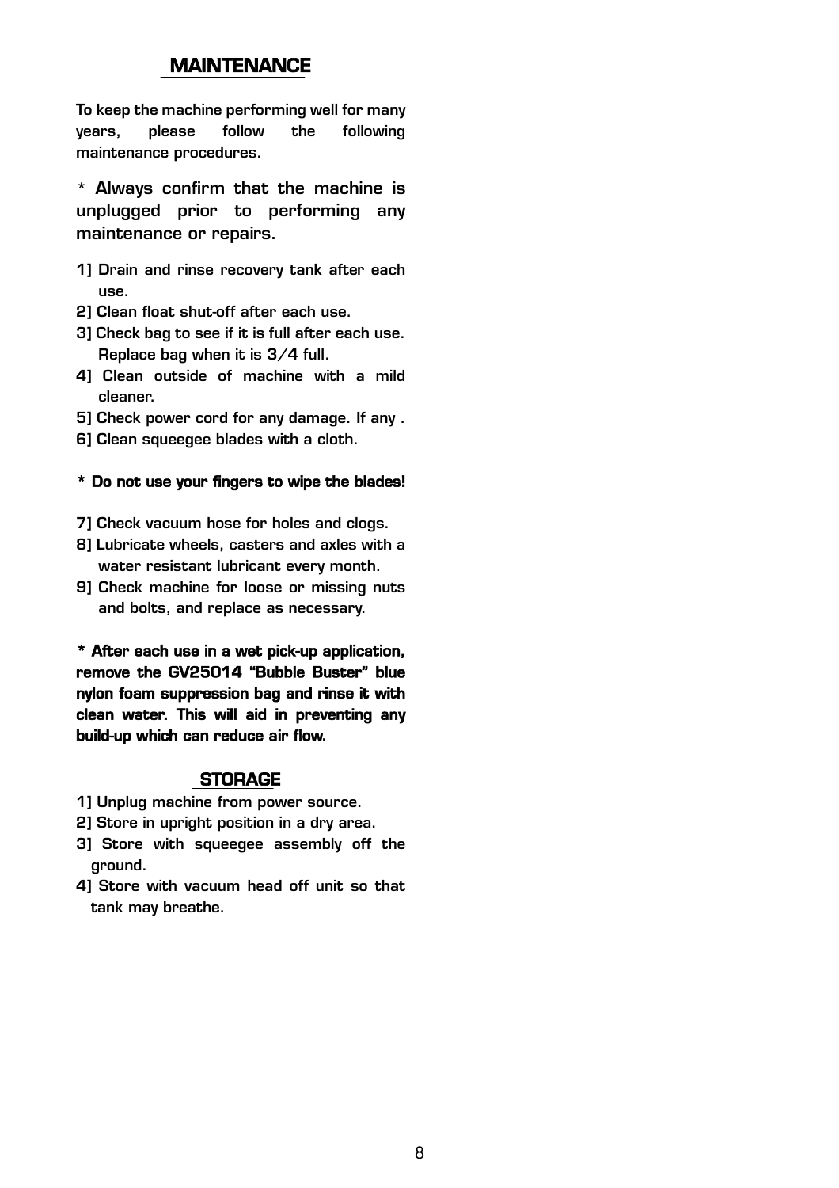## MAINTENANCE

To keep the machine performing well for many years, please follow the following maintenance procedures.

* Always confirm that the machine is unplugged prior to performing any maintenance or repairs.

1] Drain and rinse recovery tank after each use.
2] Clean float shut-off after each use.
3] Check bag to see if it is full after each use. Replace bag when it is 3/4 full.
4] Clean outside of machine with a mild cleaner.
5] Check power cord for any damage. If any .
6] Clean squeegee blades with a cloth.

**\* Do not use your fingers to wipe the blades!**

7] Check vacuum hose for holes and clogs.
8] Lubricate wheels, casters and axles with a water resistant lubricant every month.
9] Check machine for loose or missing nuts and bolts, and replace as necessary.

**\* After each use in a wet pick-up application, remove the GV25014 "Bubble Buster" blue nylon foam suppression bag and rinse it with clean water. This will aid in preventing any build-up which can reduce air flow.**

## STORAGE

1] Unplug machine from power source.
2] Store in upright position in a dry area.
3] Store with squeegee assembly off the ground.
4] Store with vacuum head off unit so that tank may breathe.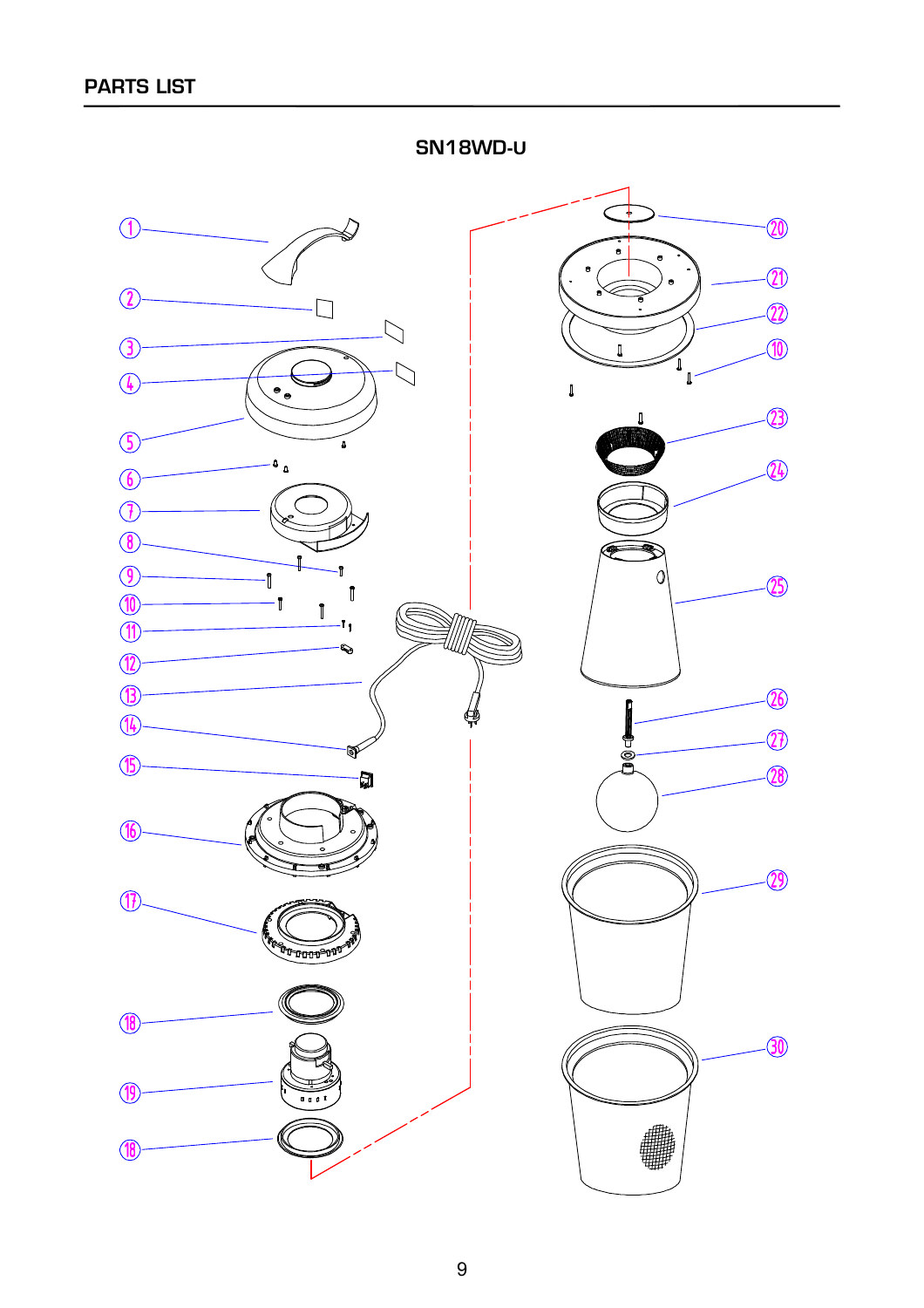## PARTS LIST

**SN18WD-U**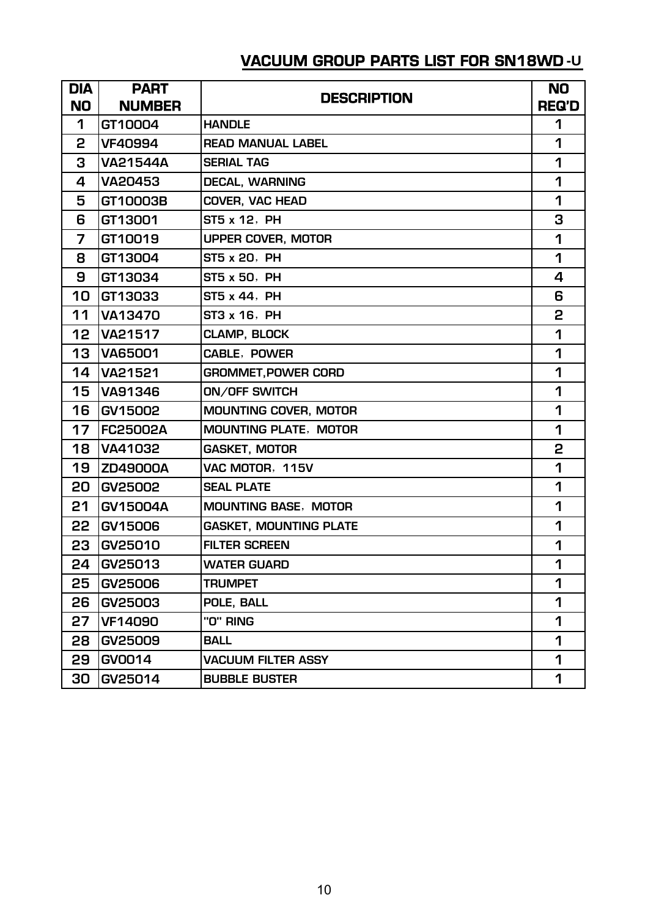## VACUUM GROUP PARTS LIST FOR SN18WD-U

| DIA NO | PART NUMBER | DESCRIPTION | NO REQ'D |
|---|---|---|---|
| 1 | GT10004 | HANDLE | 1 |
| 2 | VF40994 | READ MANUAL LABEL | 1 |
| 3 | VA21544A | SERIAL TAG | 1 |
| 4 | VA20453 | DECAL, WARNING | 1 |
| 5 | GT10003B | COVER, VAC HEAD | 1 |
| 6 | GT13001 | ST5 x 12，PH | 3 |
| 7 | GT10019 | UPPER COVER, MOTOR | 1 |
| 8 | GT13004 | ST5 x 20，PH | 1 |
| 9 | GT13034 | ST5 x 50，PH | 4 |
| 10 | GT13033 | ST5 x 44，PH | 6 |
| 11 | VA13470 | ST3 x 16，PH | 2 |
| 12 | VA21517 | CLAMP, BLOCK | 1 |
| 13 | VA65001 | CABLE，POWER | 1 |
| 14 | VA21521 | GROMMET,POWER CORD | 1 |
| 15 | VA91346 | ON/OFF SWITCH | 1 |
| 16 | GV15002 | MOUNTING COVER, MOTOR | 1 |
| 17 | FC25002A | MOUNTING PLATE，MOTOR | 1 |
| 18 | VA41032 | GASKET, MOTOR | 2 |
| 19 | ZD49000A | VAC MOTOR，115V | 1 |
| 20 | GV25002 | SEAL PLATE | 1 |
| 21 | GV15004A | MOUNTING BASE，MOTOR | 1 |
| 22 | GV15006 | GASKET, MOUNTING PLATE | 1 |
| 23 | GV25010 | FILTER SCREEN | 1 |
| 24 | GV25013 | WATER GUARD | 1 |
| 25 | GV25006 | TRUMPET | 1 |
| 26 | GV25003 | POLE, BALL | 1 |
| 27 | VF14090 | "O" RING | 1 |
| 28 | GV25009 | BALL | 1 |
| 29 | GV0014 | VACUUM FILTER ASSY | 1 |
| 30 | GV25014 | BUBBLE BUSTER | 1 |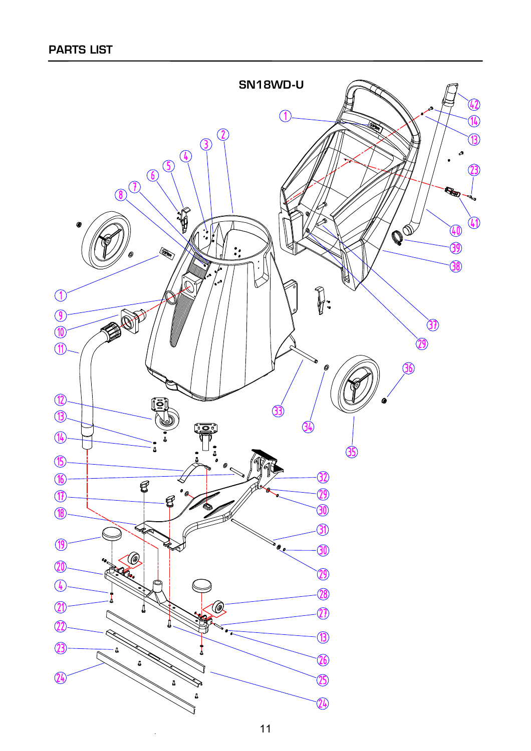## PARTS LIST

SN18WD-U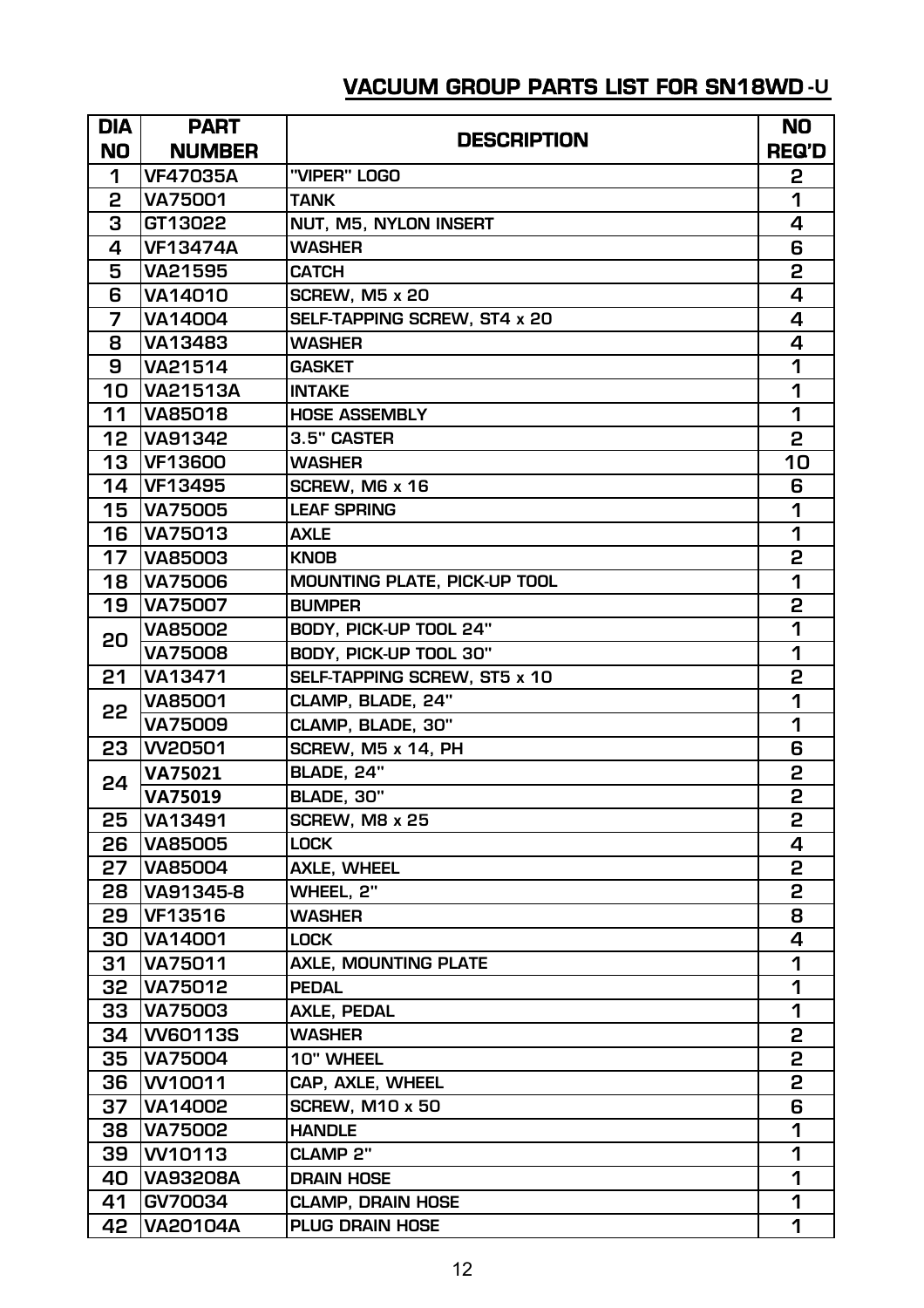# VACUUM GROUP PARTS LIST FOR SN18WD-U

| DIA NO | PART NUMBER | DESCRIPTION | NO REQ'D |
|---|---|---|---|
| 1 | VF47035A | "VIPER" LOGO | 2 |
| 2 | VA75001 | TANK | 1 |
| 3 | GT13022 | NUT, M5, NYLON INSERT | 4 |
| 4 | VF13474A | WASHER | 6 |
| 5 | VA21595 | CATCH | 2 |
| 6 | VA14010 | SCREW, M5 x 20 | 4 |
| 7 | VA14004 | SELF-TAPPING SCREW, ST4 x 20 | 4 |
| 8 | VA13483 | WASHER | 4 |
| 9 | VA21514 | GASKET | 1 |
| 10 | VA21513A | INTAKE | 1 |
| 11 | VA85018 | HOSE ASSEMBLY | 1 |
| 12 | VA91342 | 3.5" CASTER | 2 |
| 13 | VF13600 | WASHER | 10 |
| 14 | VF13495 | SCREW, M6 x 16 | 6 |
| 15 | VA75005 | LEAF SPRING | 1 |
| 16 | VA75013 | AXLE | 1 |
| 17 | VA85003 | KNOB | 2 |
| 18 | VA75006 | MOUNTING PLATE, PICK-UP TOOL | 1 |
| 19 | VA75007 | BUMPER | 2 |
| 20 | VA85002 | BODY, PICK-UP TOOL 24" | 1 |
| | VA75008 | BODY, PICK-UP TOOL 30" | 1 |
| 21 | VA13471 | SELF-TAPPING SCREW, ST5 x 10 | 2 |
| 22 | VA85001 | CLAMP, BLADE, 24" | 1 |
| | VA75009 | CLAMP, BLADE, 30" | 1 |
| 23 | VV20501 | SCREW, M5 x 14, PH | 6 |
| 24 | VA75021 | BLADE, 24" | 2 |
| | VA75019 | BLADE, 30" | 2 |
| 25 | VA13491 | SCREW, M8 x 25 | 2 |
| 26 | VA85005 | LOCK | 4 |
| 27 | VA85004 | AXLE, WHEEL | 2 |
| 28 | VA91345-8 | WHEEL, 2" | 2 |
| 29 | VF13516 | WASHER | 8 |
| 30 | VA14001 | LOCK | 4 |
| 31 | VA75011 | AXLE, MOUNTING PLATE | 1 |
| 32 | VA75012 | PEDAL | 1 |
| 33 | VA75003 | AXLE, PEDAL | 1 |
| 34 | VV60113S | WASHER | 2 |
| 35 | VA75004 | 10" WHEEL | 2 |
| 36 | VV10011 | CAP, AXLE, WHEEL | 2 |
| 37 | VA14002 | SCREW, M10 x 50 | 6 |
| 38 | VA75002 | HANDLE | 1 |
| 39 | VV10113 | CLAMP 2" | 1 |
| 40 | VA93208A | DRAIN HOSE | 1 |
| 41 | GV70034 | CLAMP, DRAIN HOSE | 1 |
| 42 | VA20104A | PLUG DRAIN HOSE | 1 |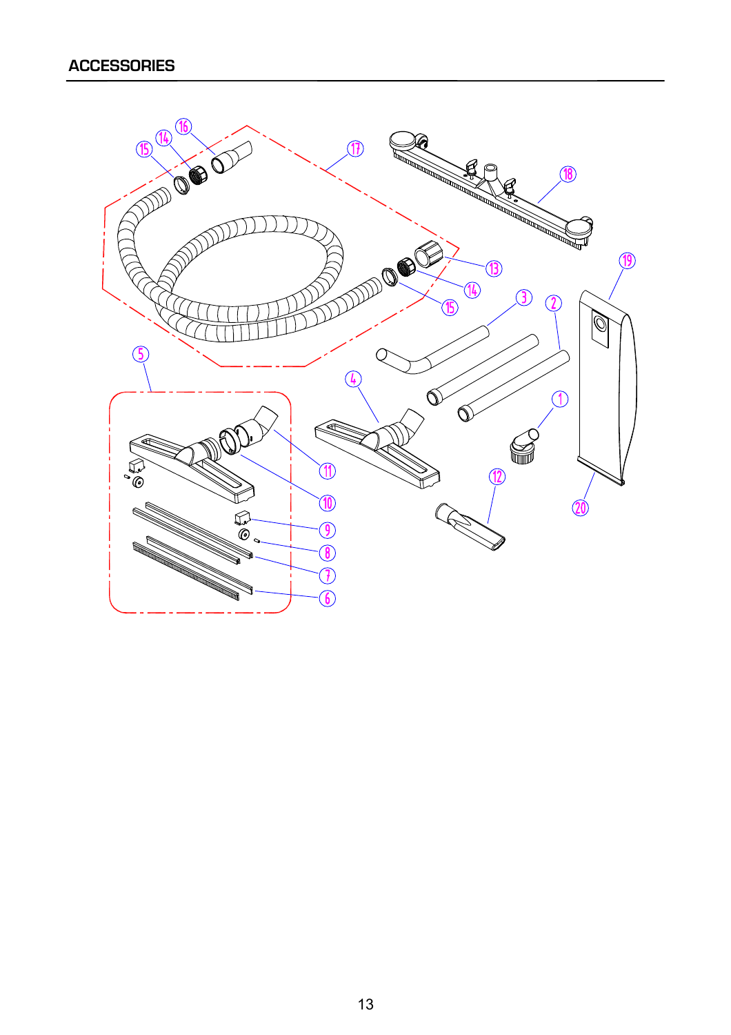## ACCESSORIES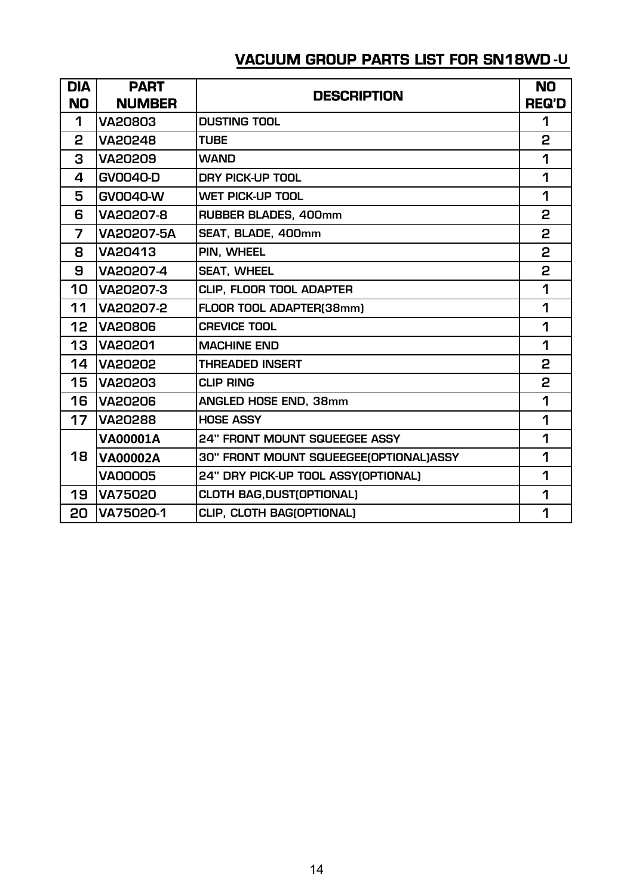## VACUUM GROUP PARTS LIST FOR SN18WD-U

| DIA NO | PART NUMBER | DESCRIPTION | NO REQ'D |
|---|---|---|---|
| 1 | VA20803 | DUSTING TOOL | 1 |
| 2 | VA20248 | TUBE | 2 |
| 3 | VA20209 | WAND | 1 |
| 4 | GV0040-D | DRY PICK-UP TOOL | 1 |
| 5 | GV0040-W | WET PICK-UP TOOL | 1 |
| 6 | VA20207-8 | RUBBER BLADES, 400mm | 2 |
| 7 | VA20207-5A | SEAT, BLADE, 400mm | 2 |
| 8 | VA20413 | PIN, WHEEL | 2 |
| 9 | VA20207-4 | SEAT, WHEEL | 2 |
| 10 | VA20207-3 | CLIP, FLOOR TOOL ADAPTER | 1 |
| 11 | VA20207-2 | FLOOR TOOL ADAPTER(38mm) | 1 |
| 12 | VA20806 | CREVICE TOOL | 1 |
| 13 | VA20201 | MACHINE END | 1 |
| 14 | VA20202 | THREADED INSERT | 2 |
| 15 | VA20203 | CLIP RING | 2 |
| 16 | VA20206 | ANGLED HOSE END, 38mm | 1 |
| 17 | VA20288 | HOSE ASSY | 1 |
| 18 | VA00001A | 24" FRONT MOUNT SQUEEGEE ASSY | 1 |
| | VA00002A | 30" FRONT MOUNT SQUEEGEE(OPTIONAL)ASSY | 1 |
| | VA00005 | 24" DRY PICK-UP TOOL ASSY(OPTIONAL) | 1 |
| 19 | VA75020 | CLOTH BAG,DUST(OPTIONAL) | 1 |
| 20 | VA75020-1 | CLIP, CLOTH BAG(OPTIONAL) | 1 |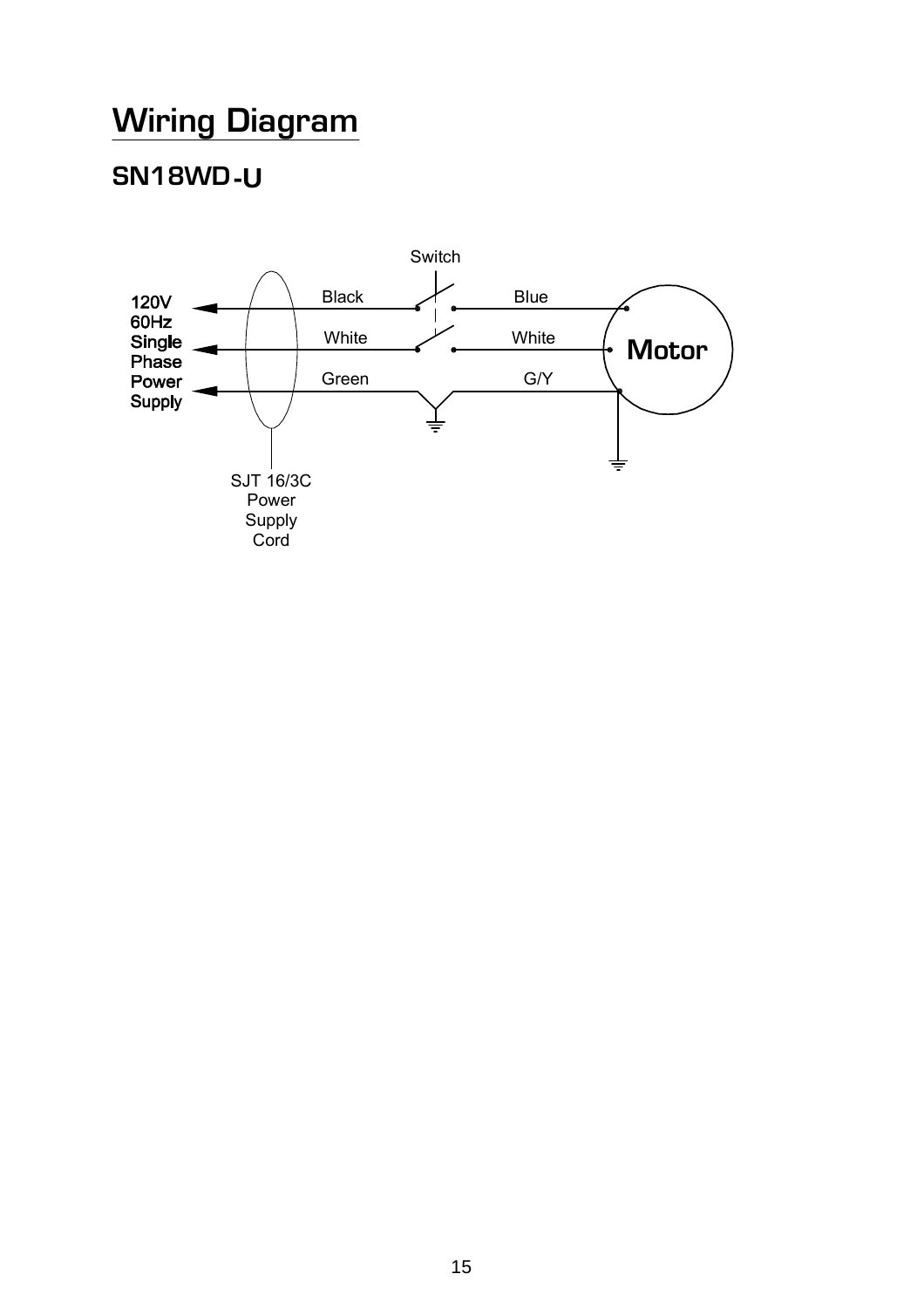# Wiring Diagram

## SN18WD-U

Switch

120V
60Hz
Single
Phase
Power
Supply

Black
White
Green

Blue
White
G/Y

Motor

SJT 16/3C
Power
Supply
Cord